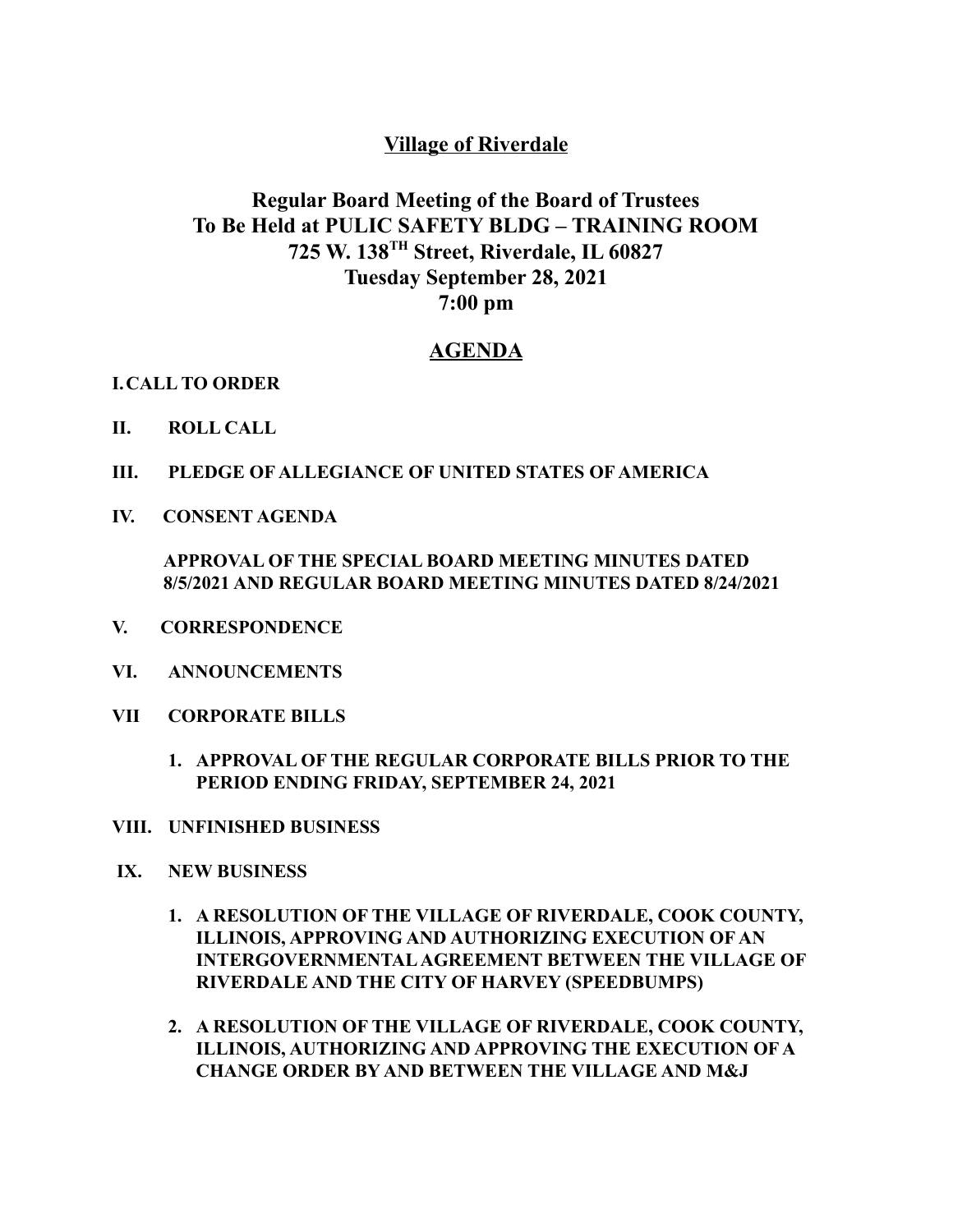**Village of Riverdale**

**Regular Board Meeting of the Board of Trustees**
**To Be Held at PULIC SAFETY BLDG – TRAINING ROOM**
**725 W. 138TH Street, Riverdale, IL 60827**
**Tuesday September 28, 2021**
**7:00 pm**

**AGENDA**

**I. CALL TO ORDER**

**II. ROLL CALL**

**III. PLEDGE OF ALLEGIANCE OF UNITED STATES OF AMERICA**

**IV. CONSENT AGENDA**

**APPROVAL OF THE SPECIAL BOARD MEETING MINUTES DATED 8/5/2021 AND REGULAR BOARD MEETING MINUTES DATED 8/24/2021**

**V. CORRESPONDENCE**

**VI. ANNOUNCEMENTS**

**VII CORPORATE BILLS**

1. **APPROVAL OF THE REGULAR CORPORATE BILLS PRIOR TO THE PERIOD ENDING FRIDAY, SEPTEMBER 24, 2021**

**VIII. UNFINISHED BUSINESS**

**IX. NEW BUSINESS**

1. **A RESOLUTION OF THE VILLAGE OF RIVERDALE, COOK COUNTY, ILLINOIS, APPROVING AND AUTHORIZING EXECUTION OF AN INTERGOVERNMENTAL AGREEMENT BETWEEN THE VILLAGE OF RIVERDALE AND THE CITY OF HARVEY (SPEEDBUMPS)**

2. **A RESOLUTION OF THE VILLAGE OF RIVERDALE, COOK COUNTY, ILLINOIS, AUTHORIZING AND APPROVING THE EXECUTION OF A CHANGE ORDER BY AND BETWEEN THE VILLAGE AND M&J**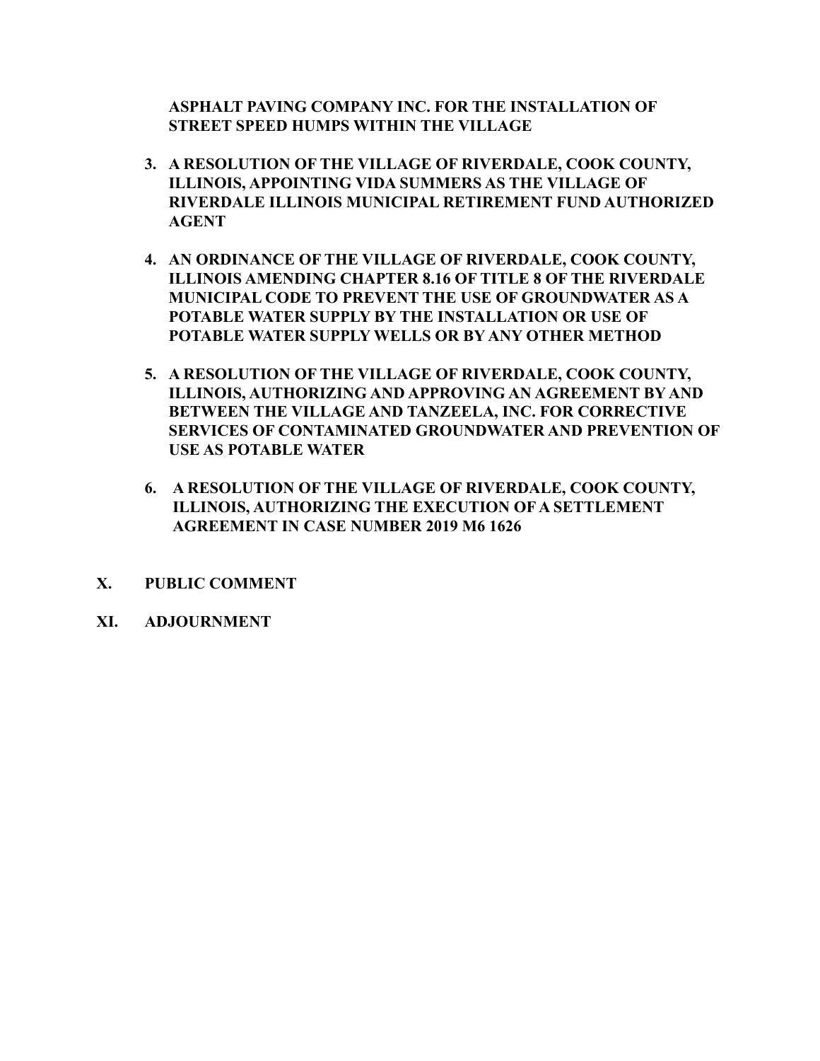**ASPHALT PAVING COMPANY INC. FOR THE INSTALLATION OF STREET SPEED HUMPS WITHIN THE VILLAGE**

3. **A RESOLUTION OF THE VILLAGE OF RIVERDALE, COOK COUNTY, ILLINOIS, APPOINTING VIDA SUMMERS AS THE VILLAGE OF RIVERDALE ILLINOIS MUNICIPAL RETIREMENT FUND AUTHORIZED AGENT**

4. **AN ORDINANCE OF THE VILLAGE OF RIVERDALE, COOK COUNTY, ILLINOIS AMENDING CHAPTER 8.16 OF TITLE 8 OF THE RIVERDALE MUNICIPAL CODE TO PREVENT THE USE OF GROUNDWATER AS A POTABLE WATER SUPPLY BY THE INSTALLATION OR USE OF POTABLE WATER SUPPLY WELLS OR BY ANY OTHER METHOD**

5. **A RESOLUTION OF THE VILLAGE OF RIVERDALE, COOK COUNTY, ILLINOIS, AUTHORIZING AND APPROVING AN AGREEMENT BY AND BETWEEN THE VILLAGE AND TANZEELA, INC. FOR CORRECTIVE SERVICES OF CONTAMINATED GROUNDWATER AND PREVENTION OF USE AS POTABLE WATER**

6. **A RESOLUTION OF THE VILLAGE OF RIVERDALE, COOK COUNTY, ILLINOIS, AUTHORIZING THE EXECUTION OF A SETTLEMENT AGREEMENT IN CASE NUMBER 2019 M6 1626**

**X. PUBLIC COMMENT**

**XI. ADJOURNMENT**